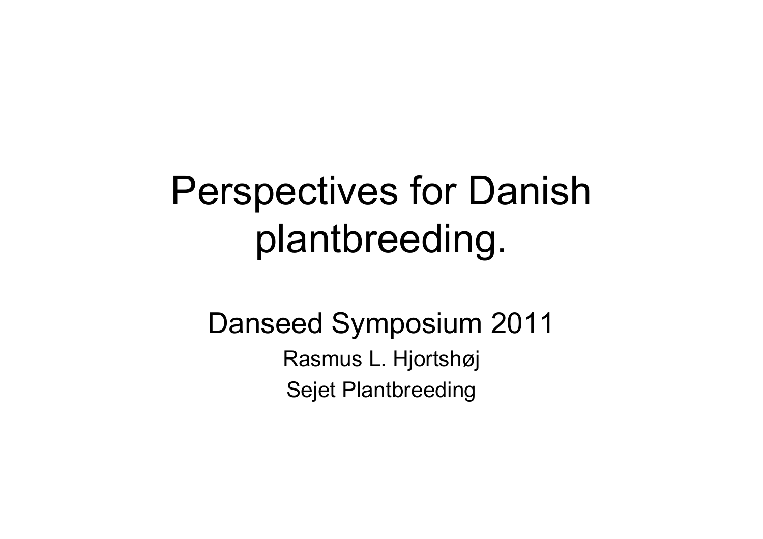# Perspectives for Danish plantbreeding.

Danseed Symposium 2011

Rasmus L. Hjortshøj

Sejet Plantbreeding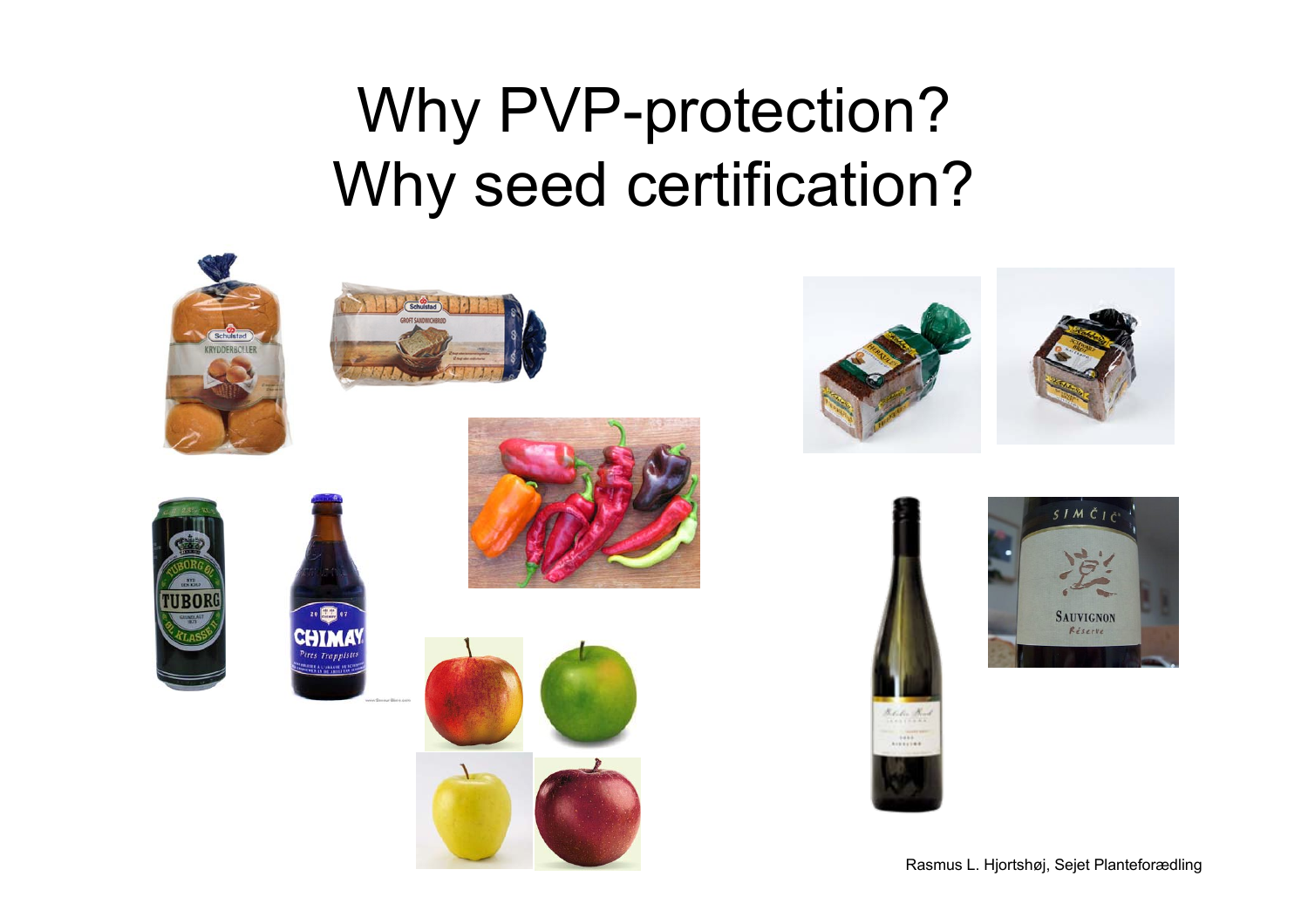# Why PVP-protection?
# Why seed certification?

Rasmus L. Hjortshøj, Sejet Planteforædling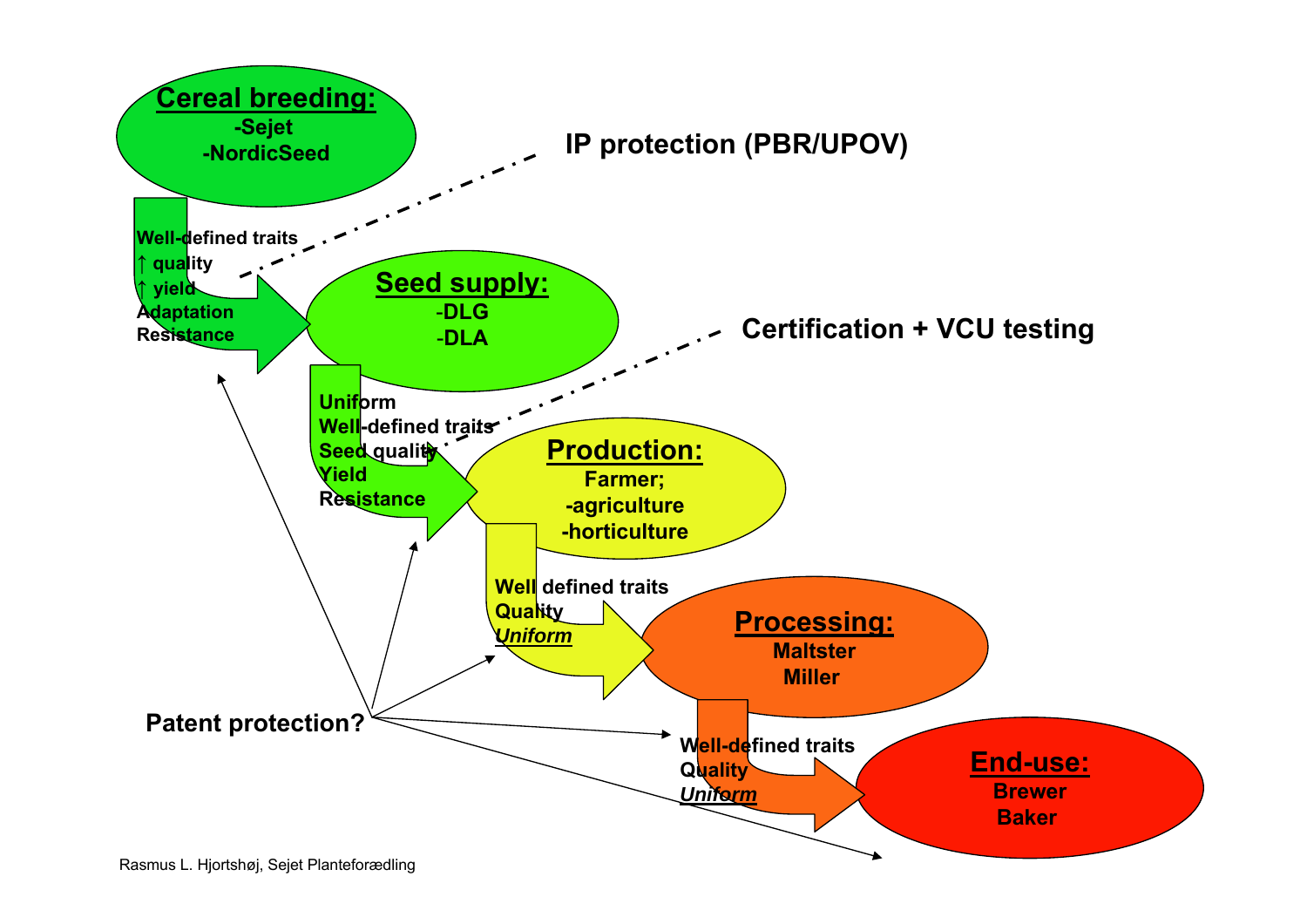**Cereal breeding:**
-Sejet
-NordicSeed

Well-defined traits
↑ quality
↑ yield
Adaptation
Resistance

IP protection (PBR/UPOV)

**Seed supply:**
-DLG
-DLA

Uniform
Well-defined traits
Seed quality
Yield
Resistance

Certification + VCU testing

**Production:**
Farmer;
-agriculture
-horticulture

Well defined traits
Quality
***Uniform***

**Processing:**
Maltster
Miller

Well-defined traits
Quality
***Uniform***

**End-use:**
Brewer
Baker

Patent protection?

Rasmus L. Hjortshøj, Sejet Planteforædling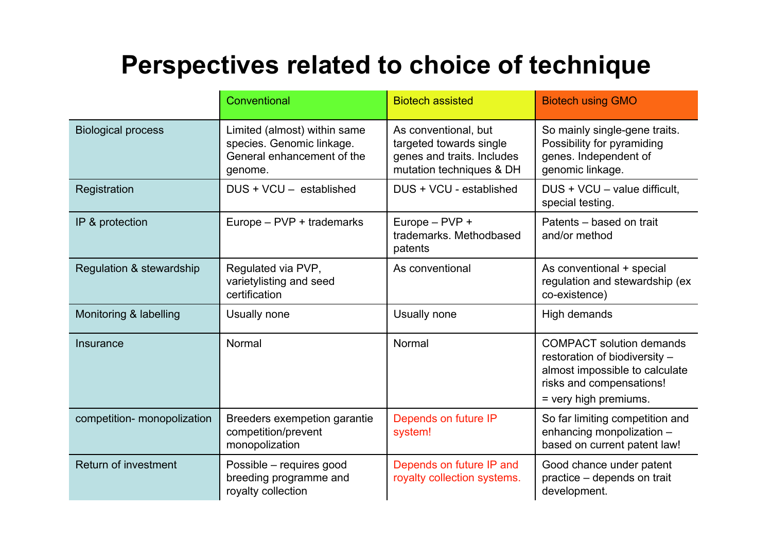# Perspectives related to choice of technique

| | Conventional | Biotech assisted | Biotech using GMO |
|---|---|---|---|
| Biological process | Limited (almost) within same species. Genomic linkage. General enhancement of the genome. | As conventional, but targeted towards single genes and traits. Includes mutation techniques & DH | So mainly single-gene traits. Possibility for pyramiding genes. Independent of genomic linkage. |
| Registration | DUS + VCU – established | DUS + VCU - established | DUS + VCU – value difficult, special testing. |
| IP & protection | Europe – PVP + trademarks | Europe – PVP + trademarks. Methodbased patents | Patents – based on trait and/or method |
| Regulation & stewardship | Regulated via PVP, varietylisting and seed certification | As conventional | As conventional + special regulation and stewardship (ex co-existence) |
| Monitoring & labelling | Usually none | Usually none | High demands |
| Insurance | Normal | Normal | COMPACT solution demands restoration of biodiversity – almost impossible to calculate risks and compensations! = very high premiums. |
| competition- monopolization | Breeders exempetion garantie competition/prevent monopolization | Depends on future IP system! | So far limiting competition and enhancing monpolization – based on current patent law! |
| Return of investment | Possible – requires good breeding programme and royalty collection | Depends on future IP and royalty collection systems. | Good chance under patent practice – depends on trait development. |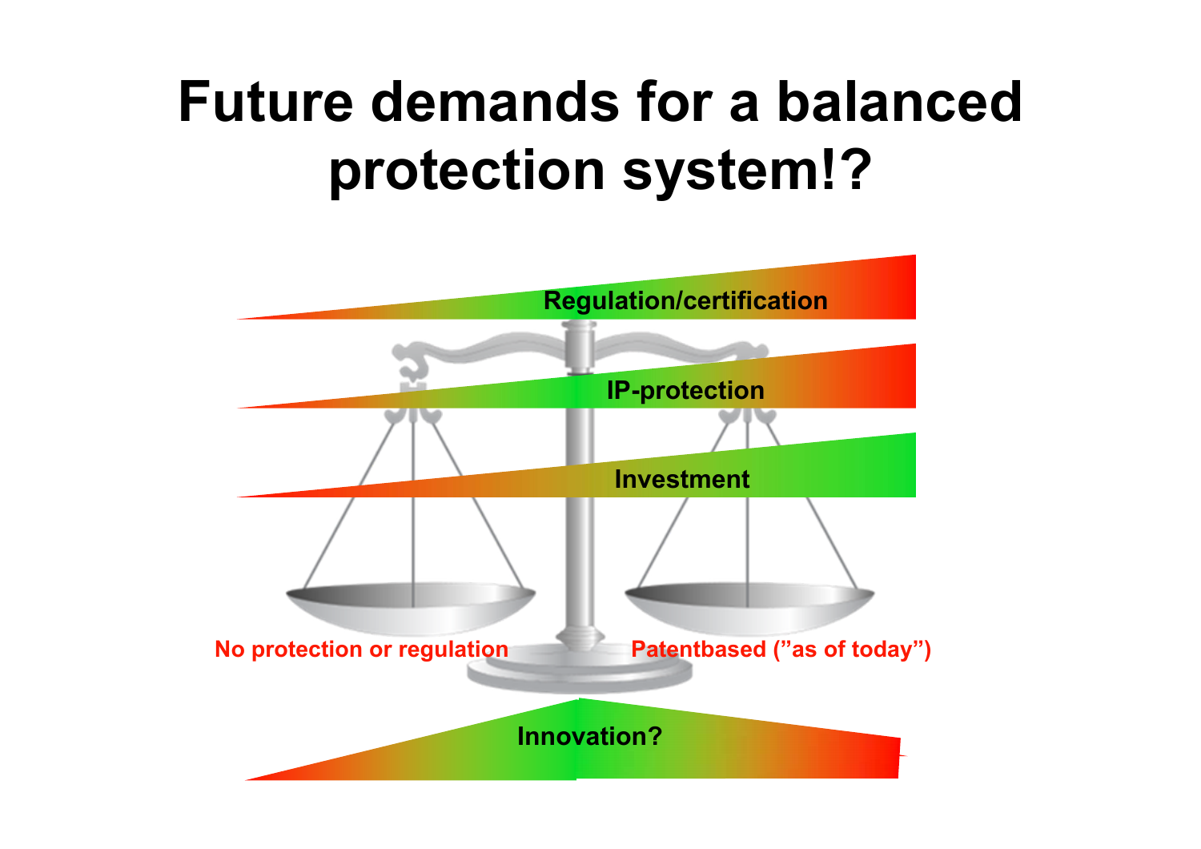# Future demands for a balanced protection system!?

Regulation/certification

IP-protection

Investment

No protection or regulation

Patentbased ("as of today")

Innovation?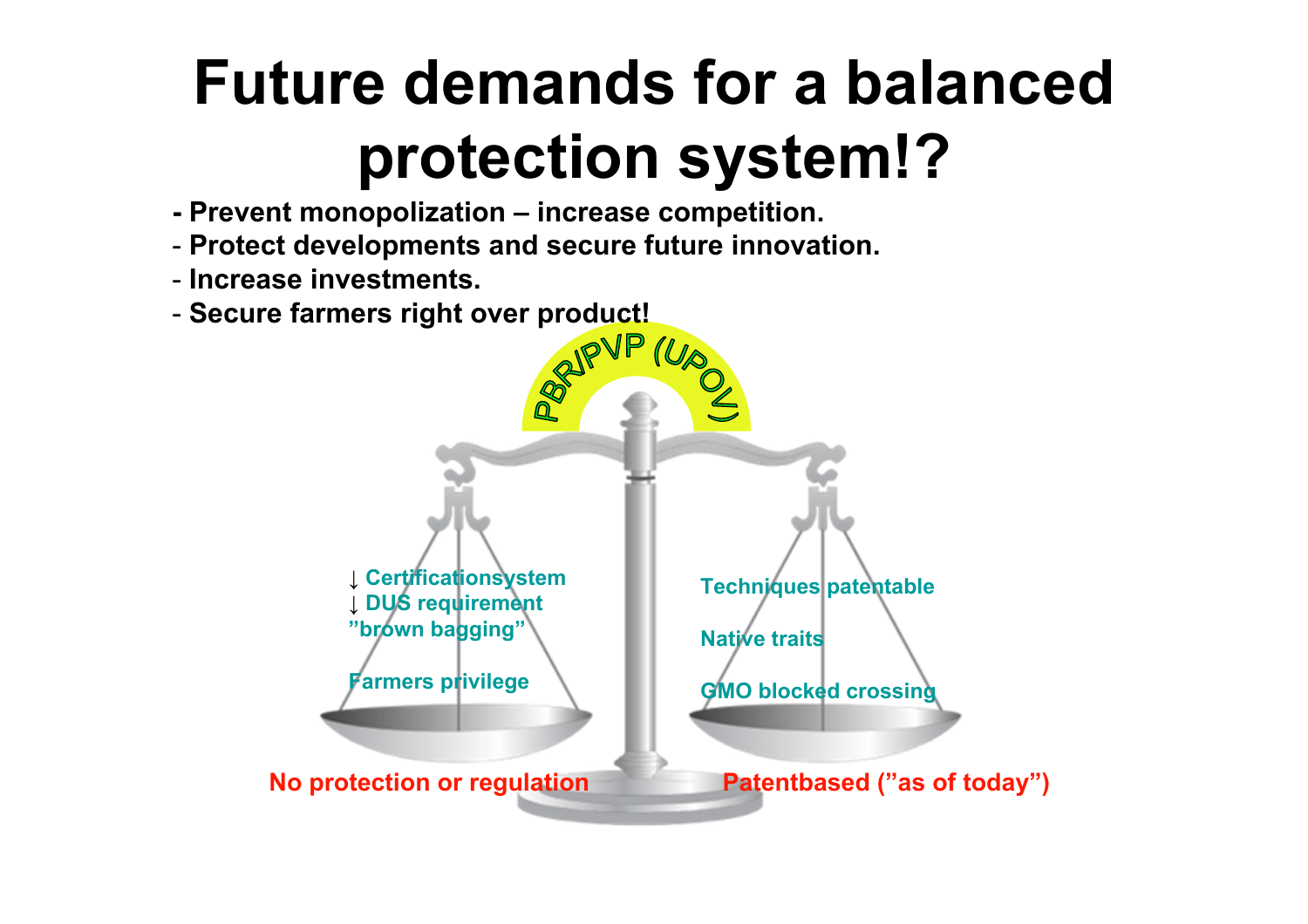# Future demands for a balanced protection system!?

- Prevent monopolization – increase competition.
- Protect developments and secure future innovation.
- Increase investments.
- Secure farmers right over product!

PBR/PVP (UPOV)

↓ Certificationsystem
↓ DUS requirement
”brown bagging”

Farmers privilege

Techniques patentable

Native traits

GMO blocked crossing

No protection or regulation

Patentbased (”as of today”)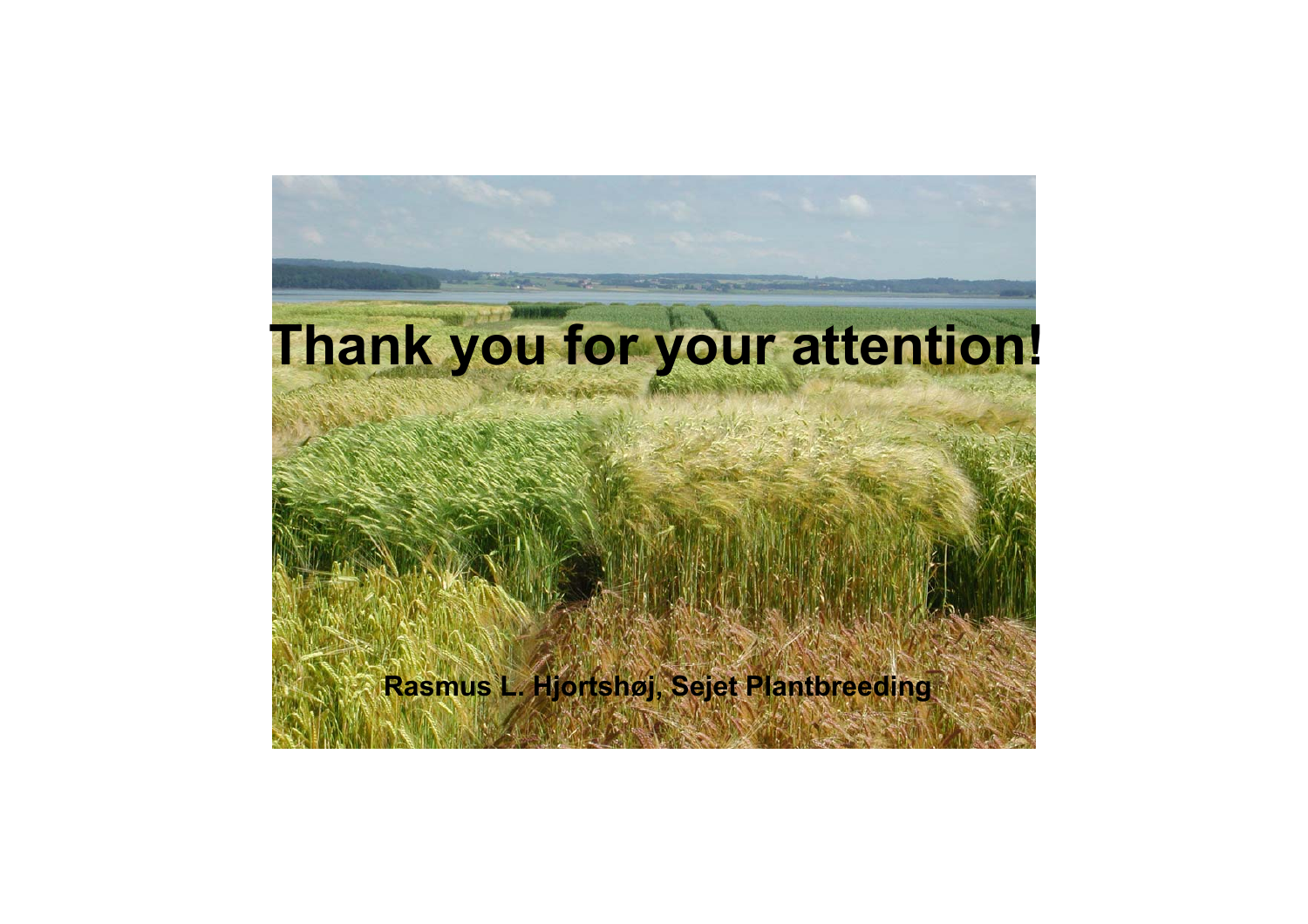# Thank you for your attention!

**Rasmus L. Hjortshøj, Sejet Plantbreeding**